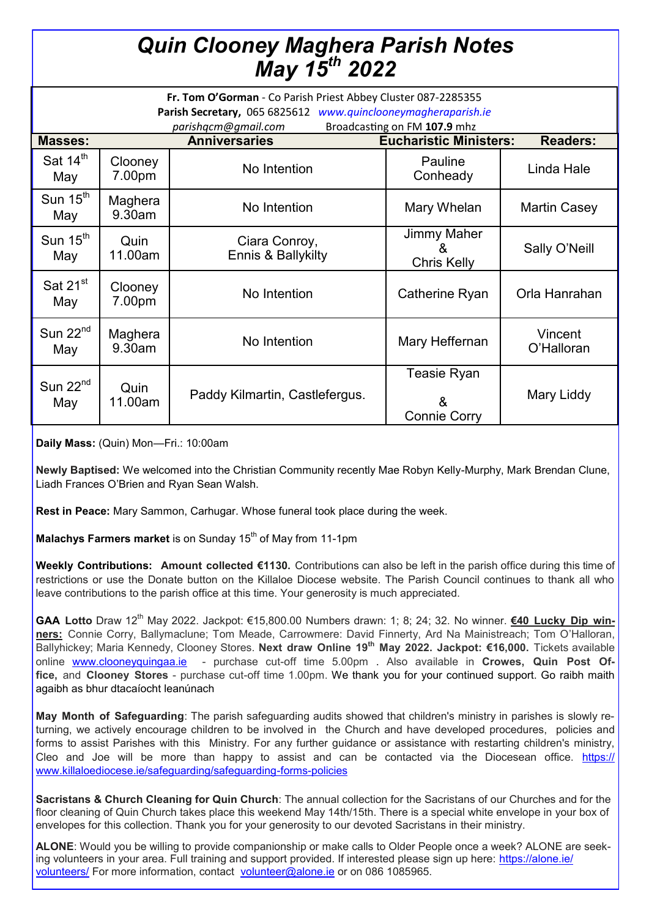# *Quin Clooney Maghera Parish Notes*
# *May 15th 2022*

**Fr. Tom O'Gorman** - Co Parish Priest Abbey Cluster 087-2285355
**Parish Secretary,** 065 6825612 *www.quinclooneymagheraparish.ie*
*parishqcm@gmail.com* Broadcasting on FM **107.9** mhz

| Masses: | | Anniversaries | Eucharistic Ministers: | Readers: |
|---|---|---|---|---|
| Sat 14th May | Clooney 7.00pm | No Intention | Pauline Conheady | Linda Hale |
| Sun 15th May | Maghera 9.30am | No Intention | Mary Whelan | Martin Casey |
| Sun 15th May | Quin 11.00am | Ciara Conroy, Ennis & Ballykilty | Jimmy Maher & Chris Kelly | Sally O'Neill |
| Sat 21st May | Clooney 7.00pm | No Intention | Catherine Ryan | Orla Hanrahan |
| Sun 22nd May | Maghera 9.30am | No Intention | Mary Heffernan | Vincent O'Halloran |
| Sun 22nd May | Quin 11.00am | Paddy Kilmartin, Castlefergus. | Teasie Ryan & Connie Corry | Mary Liddy |

**Daily Mass:** (Quin) Mon—Fri.: 10:00am

**Newly Baptised:** We welcomed into the Christian Community recently Mae Robyn Kelly-Murphy, Mark Brendan Clune, Liadh Frances O'Brien and Ryan Sean Walsh.

**Rest in Peace:** Mary Sammon, Carhugar. Whose funeral took place during the week.

**Malachys Farmers market** is on Sunday 15th of May from 11-1pm

**Weekly Contributions: Amount collected €1130.** Contributions can also be left in the parish office during this time of restrictions or use the Donate button on the Killaloe Diocese website. The Parish Council continues to thank all who leave contributions to the parish office at this time. Your generosity is much appreciated.

**GAA Lotto** Draw 12th May 2022. Jackpot: €15,800.00 Numbers drawn: 1; 8; 24; 32. No winner. **€40 Lucky Dip winners:** Connie Corry, Ballymaclune; Tom Meade, Carrowmere: David Finnerty, Ard Na Mainistreach; Tom O'Halloran, Ballyhickey; Maria Kennedy, Clooney Stores. **Next draw Online 19th May 2022. Jackpot: €16,000.** Tickets available online www.clooneyquingaa.ie - purchase cut-off time 5.00pm . Also available in **Crowes, Quin Post Office,** and **Clooney Stores** - purchase cut-off time 1.00pm. We thank you for your continued support. Go raibh maith agaibh as bhur dtacaíocht leanúnach

**May Month of Safeguarding**: The parish safeguarding audits showed that children's ministry in parishes is slowly returning, we actively encourage children to be involved in the Church and have developed procedures, policies and forms to assist Parishes with this Ministry. For any further guidance or assistance with restarting children's ministry, Cleo and Joe will be more than happy to assist and can be contacted via the Diocesean office. https://www.killaloediocese.ie/safeguarding/safeguarding-forms-policies

**Sacristans & Church Cleaning for Quin Church**: The annual collection for the Sacristans of our Churches and for the floor cleaning of Quin Church takes place this weekend May 14th/15th. There is a special white envelope in your box of envelopes for this collection. Thank you for your generosity to our devoted Sacristans in their ministry.

**ALONE**: Would you be willing to provide companionship or make calls to Older People once a week? ALONE are seeking volunteers in your area. Full training and support provided. If interested please sign up here: https://alone.ie/volunteers/ For more information, contact volunteer@alone.ie or on 086 1085965.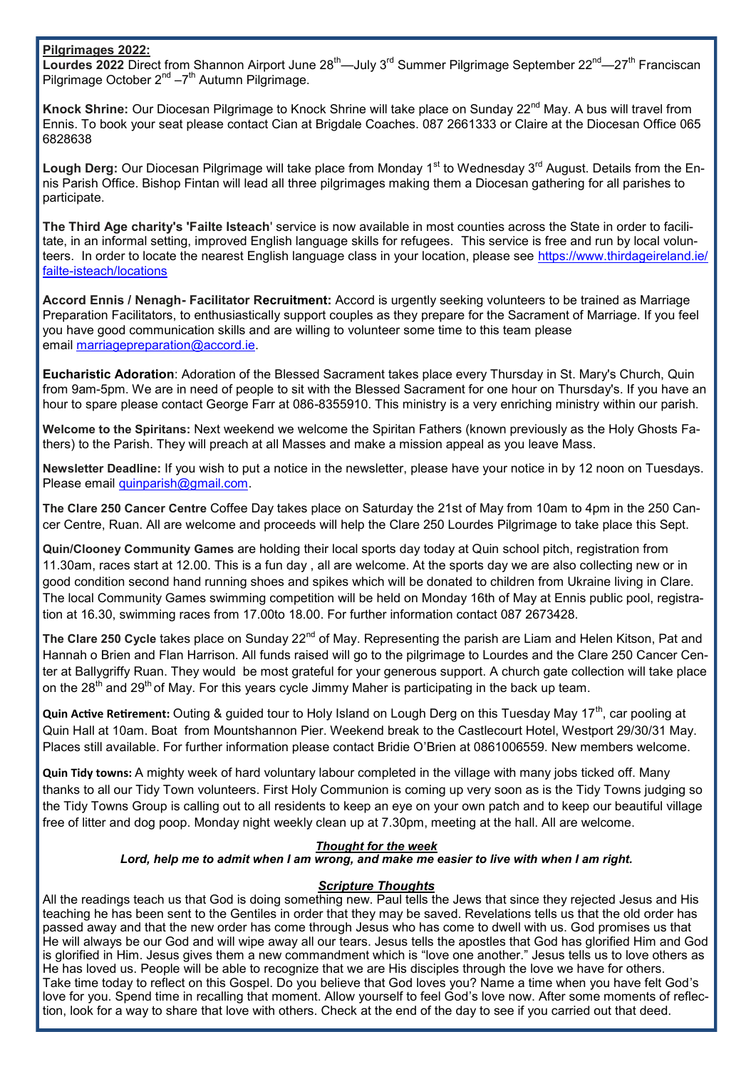**Pilgrimages 2022:**

**Lourdes 2022** Direct from Shannon Airport June 28th—July 3rd Summer Pilgrimage September 22nd—27th Franciscan Pilgrimage October 2nd –7th Autumn Pilgrimage.

**Knock Shrine:** Our Diocesan Pilgrimage to Knock Shrine will take place on Sunday 22nd May. A bus will travel from Ennis. To book your seat please contact Cian at Brigdale Coaches. 087 2661333 or Claire at the Diocesan Office 065 6828638

**Lough Derg:** Our Diocesan Pilgrimage will take place from Monday 1st to Wednesday 3rd August. Details from the Ennis Parish Office. Bishop Fintan will lead all three pilgrimages making them a Diocesan gathering for all parishes to participate.

**The Third Age charity's 'Failte Isteach**' service is now available in most counties across the State in order to facilitate, in an informal setting, improved English language skills for refugees. This service is free and run by local volunteers. In order to locate the nearest English language class in your location, please see https://www.thirdageireland.ie/failte-isteach/locations

**Accord Ennis / Nenagh- Facilitator Recruitment:** Accord is urgently seeking volunteers to be trained as Marriage Preparation Facilitators, to enthusiastically support couples as they prepare for the Sacrament of Marriage. If you feel you have good communication skills and are willing to volunteer some time to this team please email marriagepreparation@accord.ie.

**Eucharistic Adoration**: Adoration of the Blessed Sacrament takes place every Thursday in St. Mary's Church, Quin from 9am-5pm. We are in need of people to sit with the Blessed Sacrament for one hour on Thursday's. If you have an hour to spare please contact George Farr at 086-8355910. This ministry is a very enriching ministry within our parish.

**Welcome to the Spiritans:** Next weekend we welcome the Spiritan Fathers (known previously as the Holy Ghosts Fathers) to the Parish. They will preach at all Masses and make a mission appeal as you leave Mass.

**Newsletter Deadline:** If you wish to put a notice in the newsletter, please have your notice in by 12 noon on Tuesdays. Please email quinparish@gmail.com.

**The Clare 250 Cancer Centre** Coffee Day takes place on Saturday the 21st of May from 10am to 4pm in the 250 Cancer Centre, Ruan. All are welcome and proceeds will help the Clare 250 Lourdes Pilgrimage to take place this Sept.

**Quin/Clooney Community Games** are holding their local sports day today at Quin school pitch, registration from 11.30am, races start at 12.00. This is a fun day , all are welcome. At the sports day we are also collecting new or in good condition second hand running shoes and spikes which will be donated to children from Ukraine living in Clare. The local Community Games swimming competition will be held on Monday 16th of May at Ennis public pool, registration at 16.30, swimming races from 17.00to 18.00. For further information contact 087 2673428.

**The Clare 250 Cycle** takes place on Sunday 22nd of May. Representing the parish are Liam and Helen Kitson, Pat and Hannah o Brien and Flan Harrison. All funds raised will go to the pilgrimage to Lourdes and the Clare 250 Cancer Center at Ballygriffy Ruan. They would be most grateful for your generous support. A church gate collection will take place on the 28th and 29th of May. For this years cycle Jimmy Maher is participating in the back up team.

**Quin Active Retirement:** Outing & guided tour to Holy Island on Lough Derg on this Tuesday May 17th, car pooling at Quin Hall at 10am. Boat from Mountshannon Pier. Weekend break to the Castlecourt Hotel, Westport 29/30/31 May. Places still available. For further information please contact Bridie O'Brien at 0861006559. New members welcome.

**Quin Tidy towns:** A mighty week of hard voluntary labour completed in the village with many jobs ticked off. Many thanks to all our Tidy Town volunteers. First Holy Communion is coming up very soon as is the Tidy Towns judging so the Tidy Towns Group is calling out to all residents to keep an eye on your own patch and to keep our beautiful village free of litter and dog poop. Monday night weekly clean up at 7.30pm, meeting at the hall. All are welcome.

***Thought for the week***

***Lord, help me to admit when I am wrong, and make me easier to live with when I am right.***

***Scripture Thoughts***

All the readings teach us that God is doing something new. Paul tells the Jews that since they rejected Jesus and His teaching he has been sent to the Gentiles in order that they may be saved. Revelations tells us that the old order has passed away and that the new order has come through Jesus who has come to dwell with us. God promises us that He will always be our God and will wipe away all our tears. Jesus tells the apostles that God has glorified Him and God is glorified in Him. Jesus gives them a new commandment which is "love one another." Jesus tells us to love others as He has loved us. People will be able to recognize that we are His disciples through the love we have for others.
Take time today to reflect on this Gospel. Do you believe that God loves you? Name a time when you have felt God's love for you. Spend time in recalling that moment. Allow yourself to feel God's love now. After some moments of reflection, look for a way to share that love with others. Check at the end of the day to see if you carried out that deed.